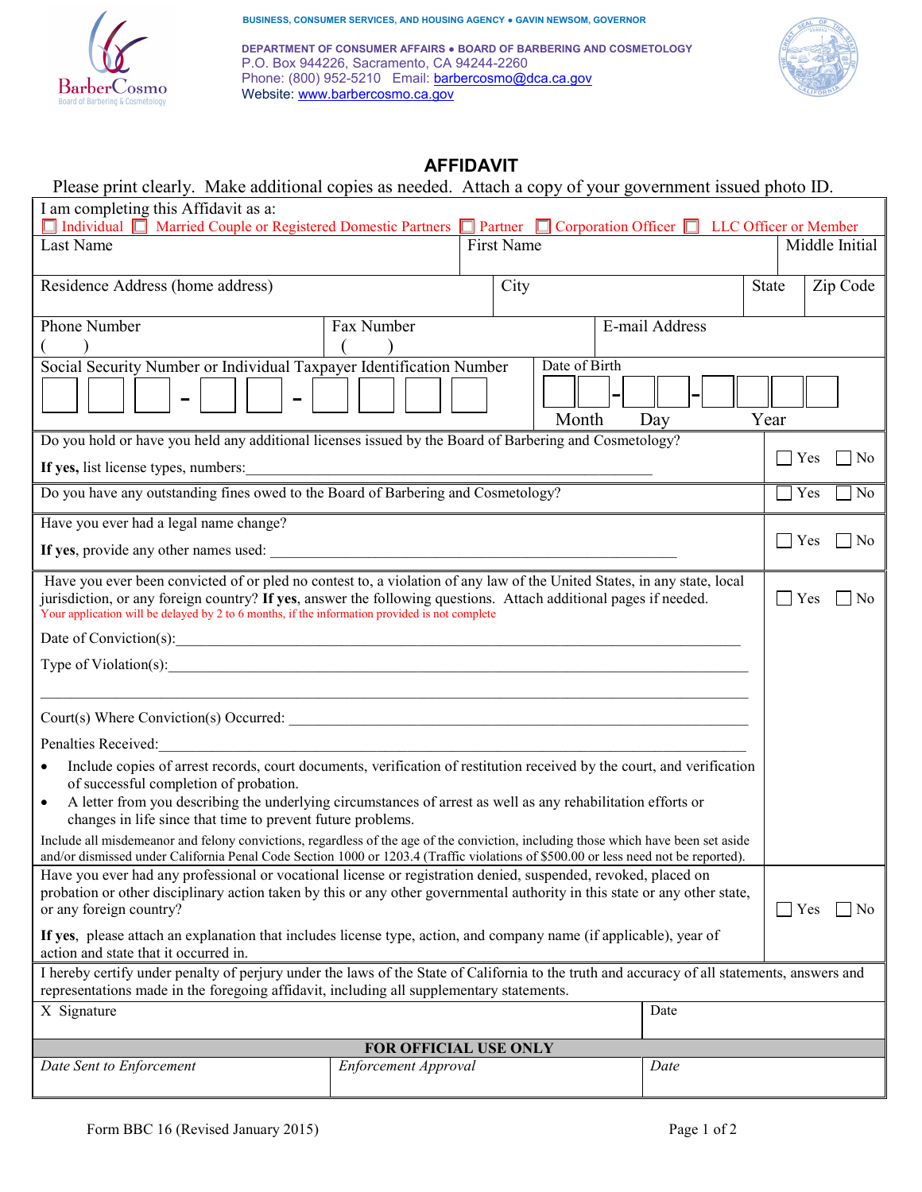BUSINESS, CONSUMER SERVICES, AND HOUSING AGENCY • GAVIN NEWSOM, GOVERNOR

DEPARTMENT OF CONSUMER AFFAIRS • BOARD OF BARBERING AND COSMETOLOGY
P.O. Box 944226, Sacramento, CA 94244-2260
Phone: (800) 952-5210 Email: barbercosmo@dca.ca.gov
Website: www.barbercosmo.ca.gov

# AFFIDAVIT

Please print clearly. Make additional copies as needed. Attach a copy of your government issued photo ID.

I am completing this Affidavit as a:
☐ Individual ☐ Married Couple or Registered Domestic Partners ☐ Partner ☐ Corporation Officer ☐ LLC Officer or Member

| Last Name | First Name | Middle Initial |
|---|---|---|
| | | |

| Residence Address (home address) | City | State | Zip Code |
|---|---|---|---|
| | | | |

| Phone Number | Fax Number | E-mail Address |
|---|---|---|
| ( ) | ( ) | |

| Social Security Number or Individual Taxpayer Identification Number | Date of Birth |
|---|---|
| ☐☐☐ - ☐☐ - ☐☐☐☐ | ☐☐ - ☐☐ - ☐☐☐☐ (Month Day Year) |

Do you hold or have you held any additional licenses issued by the Board of Barbering and Cosmetology? ☐ Yes ☐ No

**If yes,** list license types, numbers:\_\_\_\_\_\_\_\_\_\_\_\_\_\_\_\_\_\_\_\_\_\_\_\_\_\_\_\_\_\_\_\_\_\_\_\_\_\_\_\_

Do you have any outstanding fines owed to the Board of Barbering and Cosmetology? ☐ Yes ☐ No

Have you ever had a legal name change? ☐ Yes ☐ No

**If yes**, provide any other names used: \_\_\_\_\_\_\_\_\_\_\_\_\_\_\_\_\_\_\_\_\_\_\_\_\_\_\_\_\_\_\_\_\_\_\_\_\_\_\_\_

Have you ever been convicted of or pled no contest to, a violation of any law of the United States, in any state, local jurisdiction, or any foreign country? **If yes**, answer the following questions. Attach additional pages if needed. ☐ Yes ☐ No

Your application will be delayed by 2 to 6 months, if the information provided is not complete

Date of Conviction(s):\_\_\_\_\_\_\_\_\_\_\_\_\_\_\_\_\_\_\_\_\_\_\_\_\_\_\_\_\_\_\_\_\_\_\_\_\_\_\_\_

Type of Violation(s):\_\_\_\_\_\_\_\_\_\_\_\_\_\_\_\_\_\_\_\_\_\_\_\_\_\_\_\_\_\_\_\_\_\_\_\_\_\_\_\_

Court(s) Where Conviction(s) Occurred: \_\_\_\_\_\_\_\_\_\_\_\_\_\_\_\_\_\_\_\_\_\_\_\_\_\_\_\_\_\_\_\_\_\_\_\_\_\_\_\_

Penalties Received:\_\_\_\_\_\_\_\_\_\_\_\_\_\_\_\_\_\_\_\_\_\_\_\_\_\_\_\_\_\_\_\_\_\_\_\_\_\_\_\_

- Include copies of arrest records, court documents, verification of restitution received by the court, and verification of successful completion of probation.
- A letter from you describing the underlying circumstances of arrest as well as any rehabilitation efforts or changes in life since that time to prevent future problems.

Include all misdemeanor and felony convictions, regardless of the age of the conviction, including those which have been set aside and/or dismissed under California Penal Code Section 1000 or 1203.4 (Traffic violations of $500.00 or less need not be reported).

Have you ever had any professional or vocational license or registration denied, suspended, revoked, placed on probation or other disciplinary action taken by this or any other governmental authority in this state or any other state, or any foreign country? ☐ Yes ☐ No

**If yes**, please attach an explanation that includes license type, action, and company name (if applicable), year of action and state that it occurred in.

I hereby certify under penalty of perjury under the laws of the State of California to the truth and accuracy of all statements, answers and representations made in the foregoing affidavit, including all supplementary statements.

| X Signature | Date |
|---|---|
| | |

**FOR OFFICIAL USE ONLY**

| *Date Sent to Enforcement* | *Enforcement Approval* | *Date* |
|---|---|---|
| | | |

Form BBC 16 (Revised January 2015)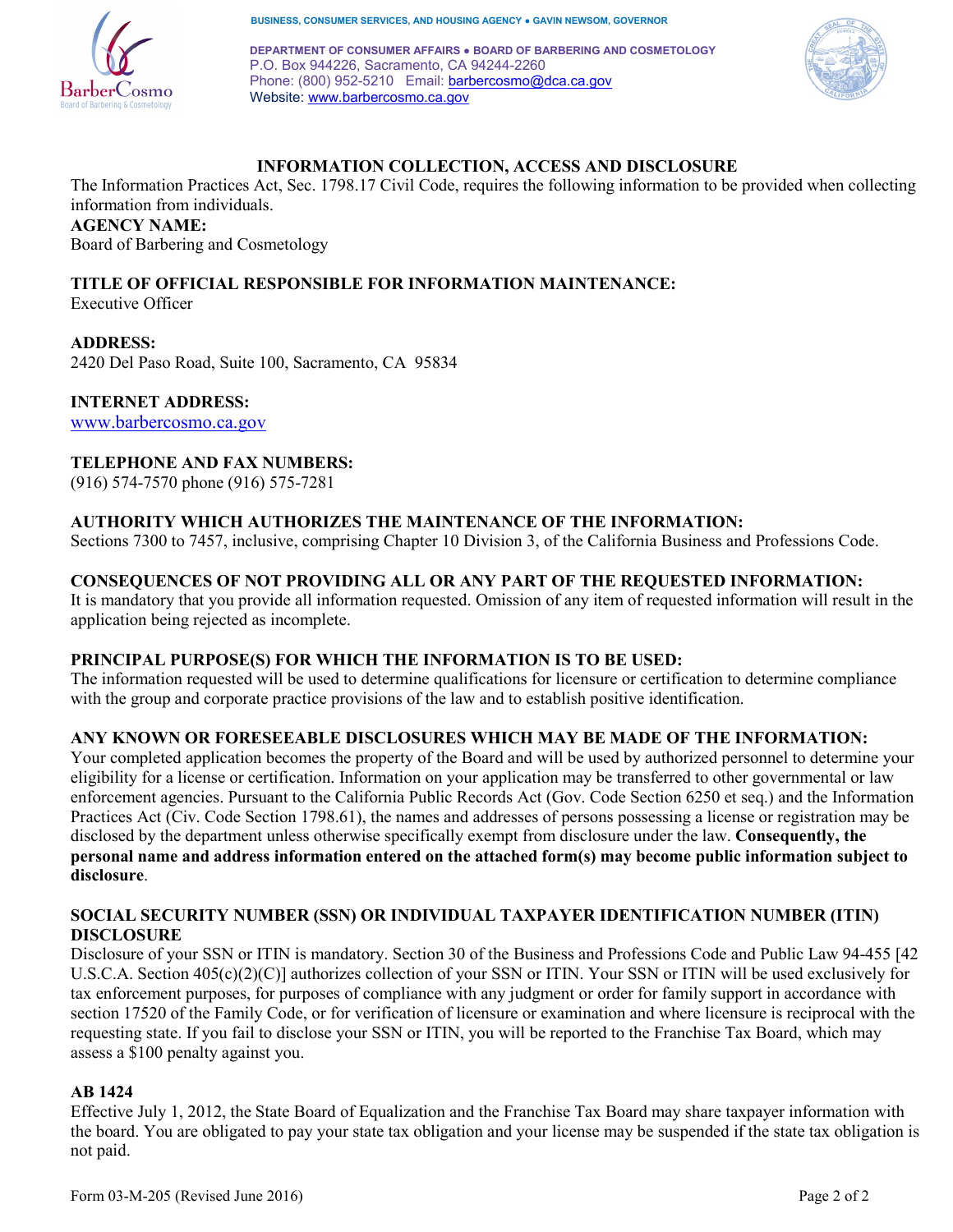BUSINESS, CONSUMER SERVICES, AND HOUSING AGENCY • GAVIN NEWSOM, GOVERNOR

DEPARTMENT OF CONSUMER AFFAIRS • BOARD OF BARBERING AND COSMETOLOGY
P.O. Box 944226, Sacramento, CA 94244-2260
Phone: (800) 952-5210 Email: barbercosmo@dca.ca.gov
Website: www.barbercosmo.ca.gov

# INFORMATION COLLECTION, ACCESS AND DISCLOSURE

The Information Practices Act, Sec. 1798.17 Civil Code, requires the following information to be provided when collecting information from individuals.

**AGENCY NAME:**
Board of Barbering and Cosmetology

**TITLE OF OFFICIAL RESPONSIBLE FOR INFORMATION MAINTENANCE:**
Executive Officer

**ADDRESS:**
2420 Del Paso Road, Suite 100, Sacramento, CA 95834

**INTERNET ADDRESS:**
www.barbercosmo.ca.gov

**TELEPHONE AND FAX NUMBERS:**
(916) 574-7570 phone (916) 575-7281

**AUTHORITY WHICH AUTHORIZES THE MAINTENANCE OF THE INFORMATION:**
Sections 7300 to 7457, inclusive, comprising Chapter 10 Division 3, of the California Business and Professions Code.

**CONSEQUENCES OF NOT PROVIDING ALL OR ANY PART OF THE REQUESTED INFORMATION:**
It is mandatory that you provide all information requested. Omission of any item of requested information will result in the application being rejected as incomplete.

**PRINCIPAL PURPOSE(S) FOR WHICH THE INFORMATION IS TO BE USED:**
The information requested will be used to determine qualifications for licensure or certification to determine compliance with the group and corporate practice provisions of the law and to establish positive identification.

**ANY KNOWN OR FORESEEABLE DISCLOSURES WHICH MAY BE MADE OF THE INFORMATION:**
Your completed application becomes the property of the Board and will be used by authorized personnel to determine your eligibility for a license or certification. Information on your application may be transferred to other governmental or law enforcement agencies. Pursuant to the California Public Records Act (Gov. Code Section 6250 et seq.) and the Information Practices Act (Civ. Code Section 1798.61), the names and addresses of persons possessing a license or registration may be disclosed by the department unless otherwise specifically exempt from disclosure under the law. **Consequently, the personal name and address information entered on the attached form(s) may become public information subject to disclosure**.

**SOCIAL SECURITY NUMBER (SSN) OR INDIVIDUAL TAXPAYER IDENTIFICATION NUMBER (ITIN) DISCLOSURE**
Disclosure of your SSN or ITIN is mandatory. Section 30 of the Business and Professions Code and Public Law 94-455 [42 U.S.C.A. Section 405(c)(2)(C)] authorizes collection of your SSN or ITIN. Your SSN or ITIN will be used exclusively for tax enforcement purposes, for purposes of compliance with any judgment or order for family support in accordance with section 17520 of the Family Code, or for verification of licensure or examination and where licensure is reciprocal with the requesting state. If you fail to disclose your SSN or ITIN, you will be reported to the Franchise Tax Board, which may assess a $100 penalty against you.

**AB 1424**
Effective July 1, 2012, the State Board of Equalization and the Franchise Tax Board may share taxpayer information with the board. You are obligated to pay your state tax obligation and your license may be suspended if the state tax obligation is not paid.

Form 03-M-205 (Revised June 2016)